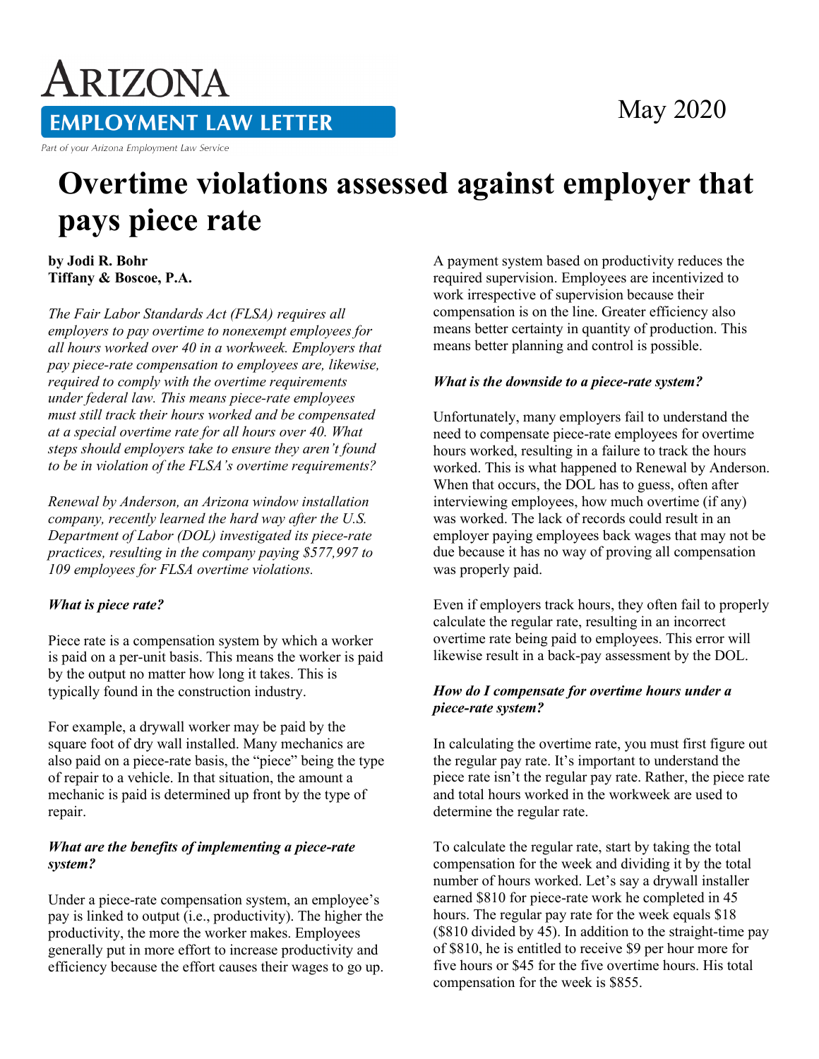# Arizona Employment Law Letter

Part of your Arizona Employment Law Service

May 2020

# Overtime violations assessed against employer that pays piece rate

**by Jodi R. Bohr**
**Tiffany & Boscoe, P.A.**

*The Fair Labor Standards Act (FLSA) requires all employers to pay overtime to nonexempt employees for all hours worked over 40 in a workweek. Employers that pay piece-rate compensation to employees are, likewise, required to comply with the overtime requirements under federal law. This means piece-rate employees must still track their hours worked and be compensated at a special overtime rate for all hours over 40. What steps should employers take to ensure they aren't found to be in violation of the FLSA's overtime requirements?*

*Renewal by Anderson, an Arizona window installation company, recently learned the hard way after the U.S. Department of Labor (DOL) investigated its piece-rate practices, resulting in the company paying $577,997 to 109 employees for FLSA overtime violations.*

***What is piece rate?***

Piece rate is a compensation system by which a worker is paid on a per-unit basis. This means the worker is paid by the output no matter how long it takes. This is typically found in the construction industry.

For example, a drywall worker may be paid by the square foot of dry wall installed. Many mechanics are also paid on a piece-rate basis, the "piece" being the type of repair to a vehicle. In that situation, the amount a mechanic is paid is determined up front by the type of repair.

***What are the benefits of implementing a piece-rate system?***

Under a piece-rate compensation system, an employee's pay is linked to output (i.e., productivity). The higher the productivity, the more the worker makes. Employees generally put in more effort to increase productivity and efficiency because the effort causes their wages to go up. A payment system based on productivity reduces the required supervision. Employees are incentivized to work irrespective of supervision because their compensation is on the line. Greater efficiency also means better certainty in quantity of production. This means better planning and control is possible.

***What is the downside to a piece-rate system?***

Unfortunately, many employers fail to understand the need to compensate piece-rate employees for overtime hours worked, resulting in a failure to track the hours worked. This is what happened to Renewal by Anderson. When that occurs, the DOL has to guess, often after interviewing employees, how much overtime (if any) was worked. The lack of records could result in an employer paying employees back wages that may not be due because it has no way of proving all compensation was properly paid.

Even if employers track hours, they often fail to properly calculate the regular rate, resulting in an incorrect overtime rate being paid to employees. This error will likewise result in a back-pay assessment by the DOL.

***How do I compensate for overtime hours under a piece-rate system?***

In calculating the overtime rate, you must first figure out the regular pay rate. It's important to understand the piece rate isn't the regular pay rate. Rather, the piece rate and total hours worked in the workweek are used to determine the regular rate.

To calculate the regular rate, start by taking the total compensation for the week and dividing it by the total number of hours worked. Let's say a drywall installer earned $810 for piece-rate work he completed in 45 hours. The regular pay rate for the week equals $18 ($810 divided by 45). In addition to the straight-time pay of $810, he is entitled to receive $9 per hour more for five hours or $45 for the five overtime hours. His total compensation for the week is $855.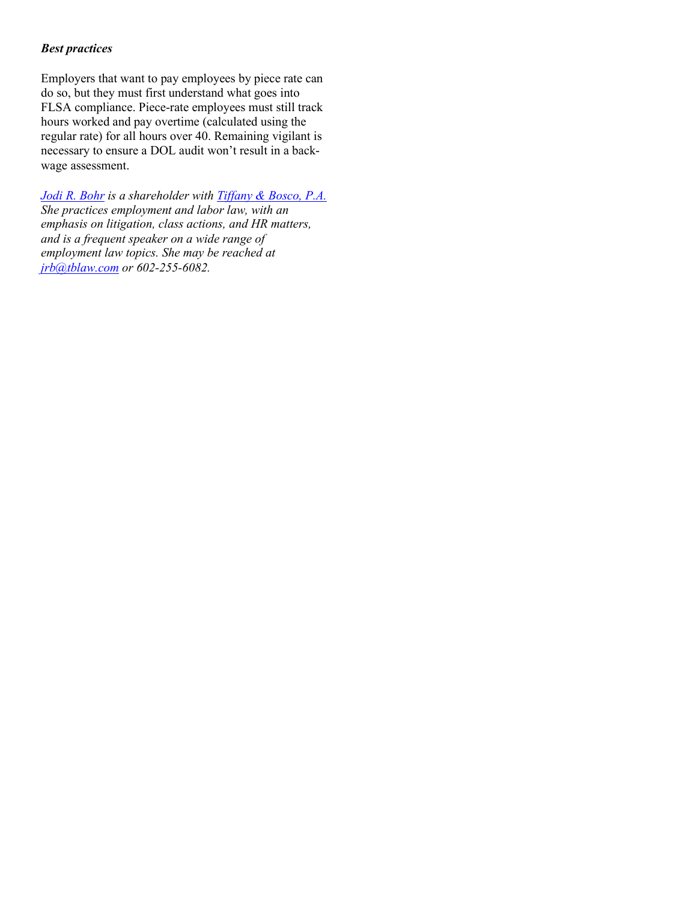***Best practices***

Employers that want to pay employees by piece rate can do so, but they must first understand what goes into FLSA compliance. Piece-rate employees must still track hours worked and pay overtime (calculated using the regular rate) for all hours over 40. Remaining vigilant is necessary to ensure a DOL audit won't result in a back-wage assessment.

*Jodi R. Bohr is a shareholder with Tiffany & Bosco, P.A. She practices employment and labor law, with an emphasis on litigation, class actions, and HR matters, and is a frequent speaker on a wide range of employment law topics. She may be reached at jrb@tblaw.com or 602-255-6082.*